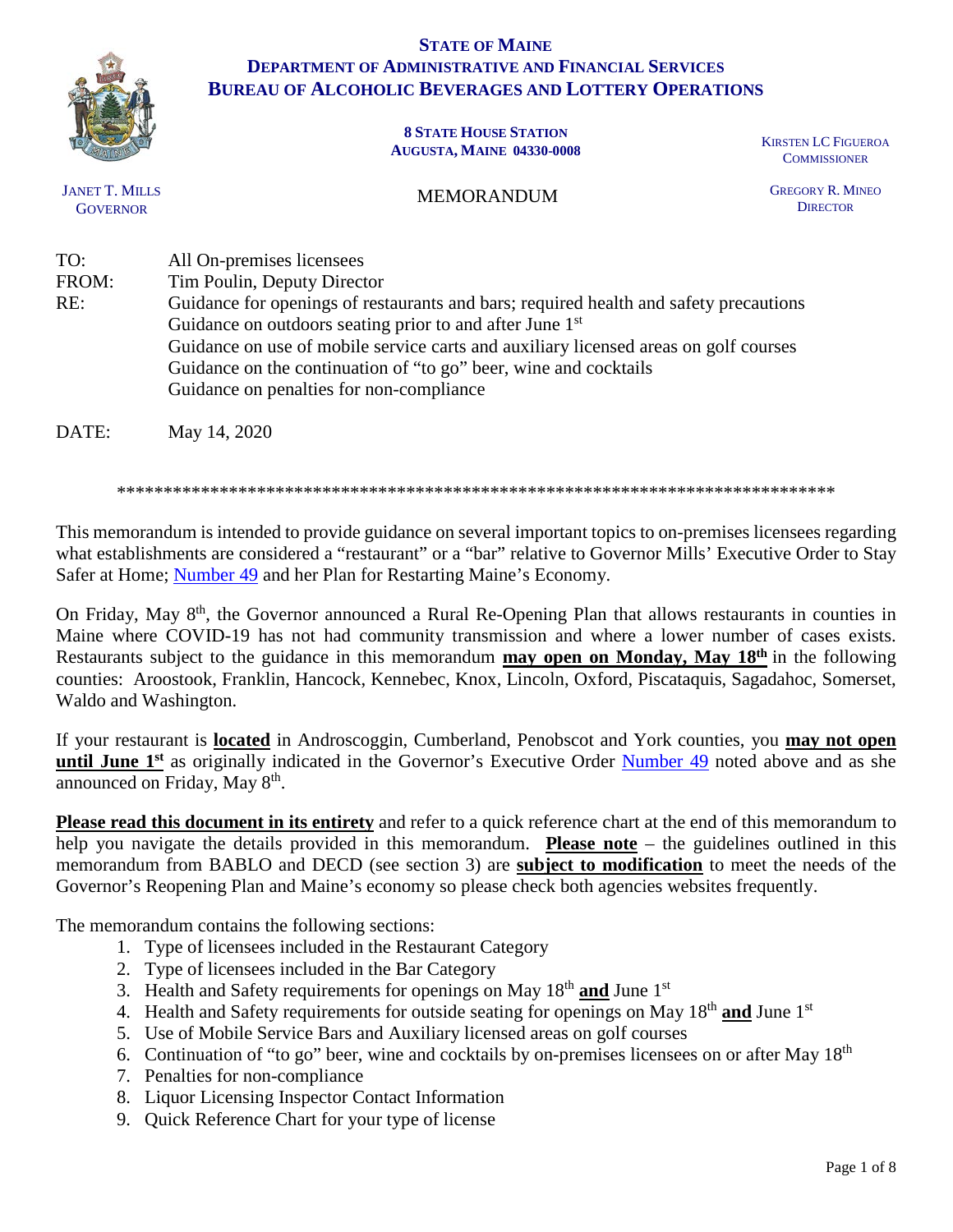**STATE OF MAINE**
**DEPARTMENT OF ADMINISTRATIVE AND FINANCIAL SERVICES**
**BUREAU OF ALCOHOLIC BEVERAGES AND LOTTERY OPERATIONS**

**8 STATE HOUSE STATION**
**AUGUSTA, MAINE 04330-0008**

JANET T. MILLS
GOVERNOR

KIRSTEN LC FIGUEROA
COMMISSIONER

GREGORY R. MINEO
DIRECTOR

MEMORANDUM

TO: All On-premises licensees
FROM: Tim Poulin, Deputy Director
RE: Guidance for openings of restaurants and bars; required health and safety precautions
Guidance on outdoors seating prior to and after June 1st
Guidance on use of mobile service carts and auxiliary licensed areas on golf courses
Guidance on the continuation of "to go" beer, wine and cocktails
Guidance on penalties for non-compliance

DATE: May 14, 2020

*******************************************************************************

This memorandum is intended to provide guidance on several important topics to on-premises licensees regarding what establishments are considered a "restaurant" or a "bar" relative to Governor Mills' Executive Order to Stay Safer at Home; Number 49 and her Plan for Restarting Maine's Economy.

On Friday, May 8th, the Governor announced a Rural Re-Opening Plan that allows restaurants in counties in Maine where COVID-19 has not had community transmission and where a lower number of cases exists. Restaurants subject to the guidance in this memorandum **may open on Monday, May 18th** in the following counties: Aroostook, Franklin, Hancock, Kennebec, Knox, Lincoln, Oxford, Piscataquis, Sagadahoc, Somerset, Waldo and Washington.

If your restaurant is **located** in Androscoggin, Cumberland, Penobscot and York counties, you **may not open until June 1st** as originally indicated in the Governor's Executive Order Number 49 noted above and as she announced on Friday, May 8th.

**Please read this document in its entirety** and refer to a quick reference chart at the end of this memorandum to help you navigate the details provided in this memorandum. **Please note** – the guidelines outlined in this memorandum from BABLO and DECD (see section 3) are **subject to modification** to meet the needs of the Governor's Reopening Plan and Maine's economy so please check both agencies websites frequently.

The memorandum contains the following sections:

1. Type of licensees included in the Restaurant Category
2. Type of licensees included in the Bar Category
3. Health and Safety requirements for openings on May 18th **and** June 1st
4. Health and Safety requirements for outside seating for openings on May 18th **and** June 1st
5. Use of Mobile Service Bars and Auxiliary licensed areas on golf courses
6. Continuation of "to go" beer, wine and cocktails by on-premises licensees on or after May 18th
7. Penalties for non-compliance
8. Liquor Licensing Inspector Contact Information
9. Quick Reference Chart for your type of license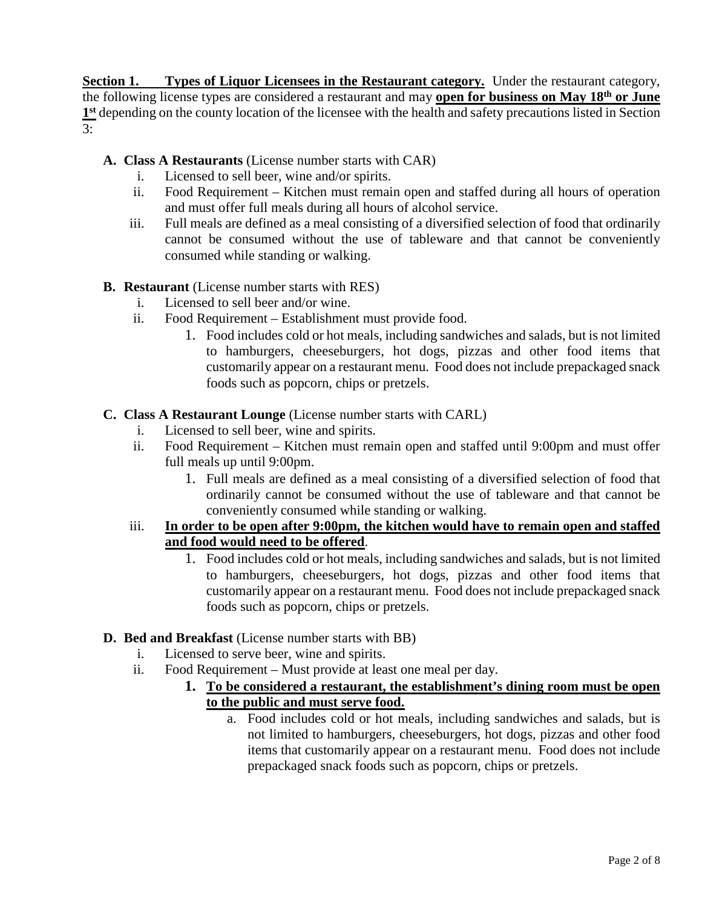**<u>Section 1. Types of Liquor Licensees in the Restaurant category.</u>** Under the restaurant category, the following license types are considered a restaurant and may **<u>open for business on May 18th or June 1st</u>** depending on the county location of the licensee with the health and safety precautions listed in Section 3:

**A. Class A Restaurants** (License number starts with CAR)

i. Licensed to sell beer, wine and/or spirits.

ii. Food Requirement – Kitchen must remain open and staffed during all hours of operation and must offer full meals during all hours of alcohol service.

iii. Full meals are defined as a meal consisting of a diversified selection of food that ordinarily cannot be consumed without the use of tableware and that cannot be conveniently consumed while standing or walking.

**B. Restaurant** (License number starts with RES)

i. Licensed to sell beer and/or wine.

ii. Food Requirement – Establishment must provide food.

1. Food includes cold or hot meals, including sandwiches and salads, but is not limited to hamburgers, cheeseburgers, hot dogs, pizzas and other food items that customarily appear on a restaurant menu. Food does not include prepackaged snack foods such as popcorn, chips or pretzels.

**C. Class A Restaurant Lounge** (License number starts with CARL)

i. Licensed to sell beer, wine and spirits.

ii. Food Requirement – Kitchen must remain open and staffed until 9:00pm and must offer full meals up until 9:00pm.

1. Full meals are defined as a meal consisting of a diversified selection of food that ordinarily cannot be consumed without the use of tableware and that cannot be conveniently consumed while standing or walking.

iii. **<u>In order to be open after 9:00pm, the kitchen would have to remain open and staffed and food would need to be offered</u>**.

1. Food includes cold or hot meals, including sandwiches and salads, but is not limited to hamburgers, cheeseburgers, hot dogs, pizzas and other food items that customarily appear on a restaurant menu. Food does not include prepackaged snack foods such as popcorn, chips or pretzels.

**D. Bed and Breakfast** (License number starts with BB)

i. Licensed to serve beer, wine and spirits.

ii. Food Requirement – Must provide at least one meal per day.

1. **<u>To be considered a restaurant, the establishment's dining room must be open to the public and must serve food.</u>**

   a. Food includes cold or hot meals, including sandwiches and salads, but is not limited to hamburgers, cheeseburgers, hot dogs, pizzas and other food items that customarily appear on a restaurant menu. Food does not include prepackaged snack foods such as popcorn, chips or pretzels.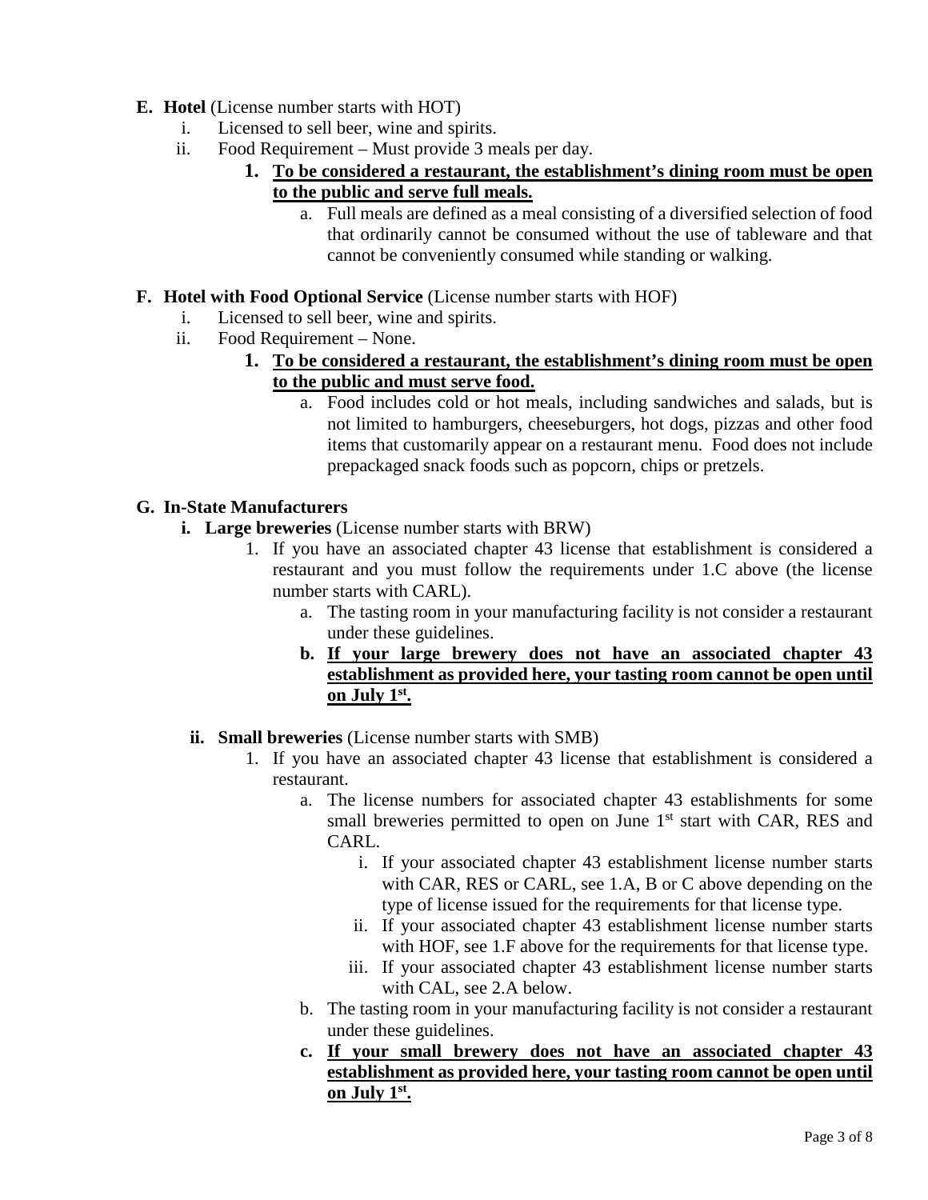**E. Hotel** (License number starts with HOT)

i. Licensed to sell beer, wine and spirits.

ii. Food Requirement – Must provide 3 meals per day.

1. **To be considered a restaurant, the establishment's dining room must be open to the public and serve full meals.**
    a. Full meals are defined as a meal consisting of a diversified selection of food that ordinarily cannot be consumed without the use of tableware and that cannot be conveniently consumed while standing or walking.

**F. Hotel with Food Optional Service** (License number starts with HOF)

i. Licensed to sell beer, wine and spirits.

ii. Food Requirement – None.

1. **To be considered a restaurant, the establishment's dining room must be open to the public and must serve food.**
    a. Food includes cold or hot meals, including sandwiches and salads, but is not limited to hamburgers, cheeseburgers, hot dogs, pizzas and other food items that customarily appear on a restaurant menu. Food does not include prepackaged snack foods such as popcorn, chips or pretzels.

**G. In-State Manufacturers**

**i. Large breweries** (License number starts with BRW)

1. If you have an associated chapter 43 license that establishment is considered a restaurant and you must follow the requirements under 1.C above (the license number starts with CARL).
    a. The tasting room in your manufacturing facility is not consider a restaurant under these guidelines.
    b. **If your large brewery does not have an associated chapter 43 establishment as provided here, your tasting room cannot be open until on July 1st.**

**ii. Small breweries** (License number starts with SMB)

1. If you have an associated chapter 43 license that establishment is considered a restaurant.
    a. The license numbers for associated chapter 43 establishments for some small breweries permitted to open on June 1st start with CAR, RES and CARL.
        i. If your associated chapter 43 establishment license number starts with CAR, RES or CARL, see 1.A, B or C above depending on the type of license issued for the requirements for that license type.
        ii. If your associated chapter 43 establishment license number starts with HOF, see 1.F above for the requirements for that license type.
        iii. If your associated chapter 43 establishment license number starts with CAL, see 2.A below.
    b. The tasting room in your manufacturing facility is not consider a restaurant under these guidelines.
    c. **If your small brewery does not have an associated chapter 43 establishment as provided here, your tasting room cannot be open until on July 1st.**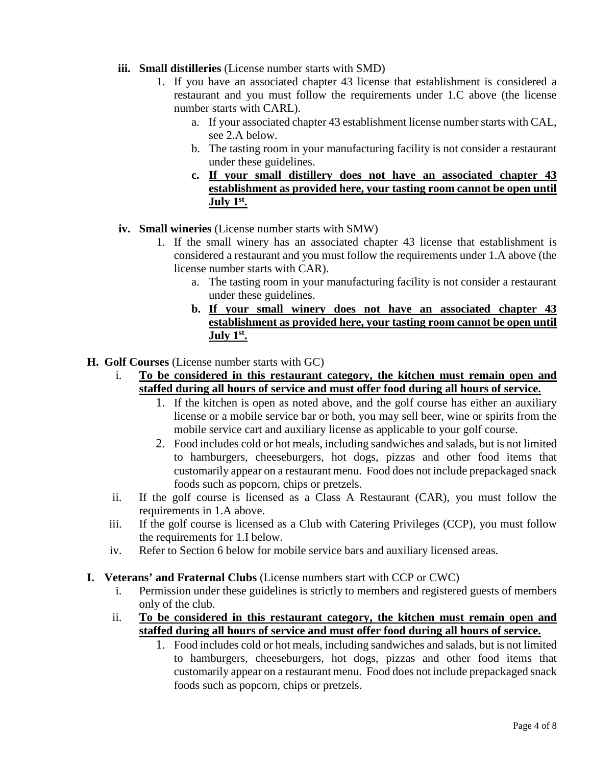**iii. Small distilleries** (License number starts with SMD)

1. If you have an associated chapter 43 license that establishment is considered a restaurant and you must follow the requirements under 1.C above (the license number starts with CARL).
   a. If your associated chapter 43 establishment license number starts with CAL, see 2.A below.
   b. The tasting room in your manufacturing facility is not consider a restaurant under these guidelines.
   c. **If your small distillery does not have an associated chapter 43 establishment as provided here, your tasting room cannot be open until July 1st.**

**iv. Small wineries** (License number starts with SMW)

1. If the small winery has an associated chapter 43 license that establishment is considered a restaurant and you must follow the requirements under 1.A above (the license number starts with CAR).
   a. The tasting room in your manufacturing facility is not consider a restaurant under these guidelines.
   b. **If your small winery does not have an associated chapter 43 establishment as provided here, your tasting room cannot be open until July 1st.**

**H. Golf Courses** (License number starts with GC)

i. **To be considered in this restaurant category, the kitchen must remain open and staffed during all hours of service and must offer food during all hours of service.**
   1. If the kitchen is open as noted above, and the golf course has either an auxiliary license or a mobile service bar or both, you may sell beer, wine or spirits from the mobile service cart and auxiliary license as applicable to your golf course.
   2. Food includes cold or hot meals, including sandwiches and salads, but is not limited to hamburgers, cheeseburgers, hot dogs, pizzas and other food items that customarily appear on a restaurant menu. Food does not include prepackaged snack foods such as popcorn, chips or pretzels.

ii. If the golf course is licensed as a Class A Restaurant (CAR), you must follow the requirements in 1.A above.

iii. If the golf course is licensed as a Club with Catering Privileges (CCP), you must follow the requirements for 1.I below.

iv. Refer to Section 6 below for mobile service bars and auxiliary licensed areas.

**I. Veterans' and Fraternal Clubs** (License numbers start with CCP or CWC)

i. Permission under these guidelines is strictly to members and registered guests of members only of the club.

ii. **To be considered in this restaurant category, the kitchen must remain open and staffed during all hours of service and must offer food during all hours of service.**
   1. Food includes cold or hot meals, including sandwiches and salads, but is not limited to hamburgers, cheeseburgers, hot dogs, pizzas and other food items that customarily appear on a restaurant menu. Food does not include prepackaged snack foods such as popcorn, chips or pretzels.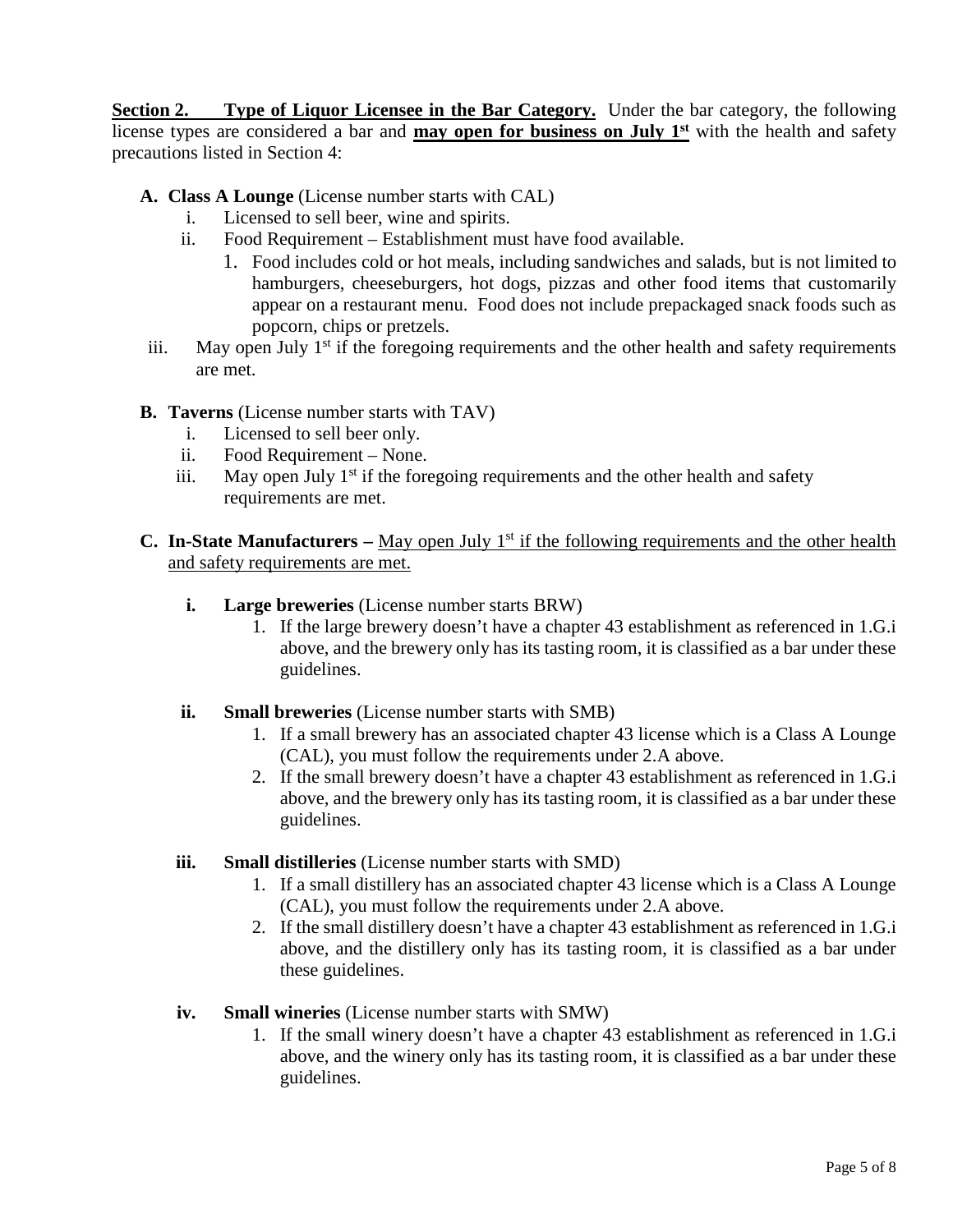**Section 2. Type of Liquor Licensee in the Bar Category.** Under the bar category, the following license types are considered a bar and **may open for business on July 1st** with the health and safety precautions listed in Section 4:

**A. Class A Lounge** (License number starts with CAL)

 i. Licensed to sell beer, wine and spirits.

 ii. Food Requirement – Establishment must have food available.

  1. Food includes cold or hot meals, including sandwiches and salads, but is not limited to hamburgers, cheeseburgers, hot dogs, pizzas and other food items that customarily appear on a restaurant menu. Food does not include prepackaged snack foods such as popcorn, chips or pretzels.

 iii. May open July 1st if the foregoing requirements and the other health and safety requirements are met.

**B. Taverns** (License number starts with TAV)

 i. Licensed to sell beer only.

 ii. Food Requirement – None.

 iii. May open July 1st if the foregoing requirements and the other health and safety requirements are met.

**C. In-State Manufacturers –** May open July 1st if the following requirements and the other health and safety requirements are met.

 **i. Large breweries** (License number starts BRW)

  1. If the large brewery doesn't have a chapter 43 establishment as referenced in 1.G.i above, and the brewery only has its tasting room, it is classified as a bar under these guidelines.

 **ii. Small breweries** (License number starts with SMB)

  1. If a small brewery has an associated chapter 43 license which is a Class A Lounge (CAL), you must follow the requirements under 2.A above.
  2. If the small brewery doesn't have a chapter 43 establishment as referenced in 1.G.i above, and the brewery only has its tasting room, it is classified as a bar under these guidelines.

 **iii. Small distilleries** (License number starts with SMD)

  1. If a small distillery has an associated chapter 43 license which is a Class A Lounge (CAL), you must follow the requirements under 2.A above.
  2. If the small distillery doesn't have a chapter 43 establishment as referenced in 1.G.i above, and the distillery only has its tasting room, it is classified as a bar under these guidelines.

 **iv. Small wineries** (License number starts with SMW)

  1. If the small winery doesn't have a chapter 43 establishment as referenced in 1.G.i above, and the winery only has its tasting room, it is classified as a bar under these guidelines.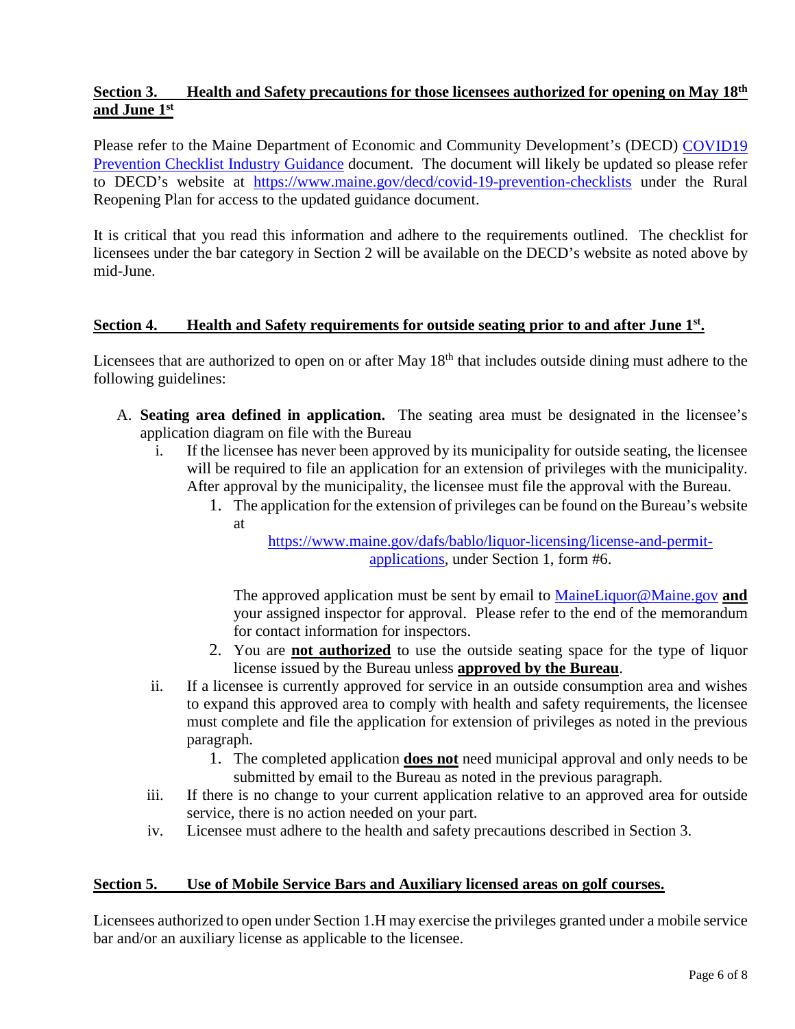## Section 3. Health and Safety precautions for those licensees authorized for opening on May 18th and June 1st

Please refer to the Maine Department of Economic and Community Development's (DECD) [COVID19 Prevention Checklist Industry Guidance](https://www.maine.gov/decd/covid-19-prevention-checklists) document. The document will likely be updated so please refer to DECD's website at https://www.maine.gov/decd/covid-19-prevention-checklists under the Rural Reopening Plan for access to the updated guidance document.

It is critical that you read this information and adhere to the requirements outlined. The checklist for licensees under the bar category in Section 2 will be available on the DECD's website as noted above by mid-June.

## Section 4. Health and Safety requirements for outside seating prior to and after June 1st.

Licensees that are authorized to open on or after May 18th that includes outside dining must adhere to the following guidelines:

A. **Seating area defined in application.** The seating area must be designated in the licensee's application diagram on file with the Bureau
   - i. If the licensee has never been approved by its municipality for outside seating, the licensee will be required to file an application for an extension of privileges with the municipality. After approval by the municipality, the licensee must file the approval with the Bureau.
     1. The application for the extension of privileges can be found on the Bureau's website at https://www.maine.gov/dafs/bablo/liquor-licensing/license-and-permit-applications, under Section 1, form #6.

        The approved application must be sent by email to MaineLiquor@Maine.gov **and** your assigned inspector for approval. Please refer to the end of the memorandum for contact information for inspectors.
     2. You are **not authorized** to use the outside seating space for the type of liquor license issued by the Bureau unless **approved by the Bureau**.
   - ii. If a licensee is currently approved for service in an outside consumption area and wishes to expand this approved area to comply with health and safety requirements, the licensee must complete and file the application for extension of privileges as noted in the previous paragraph.
     1. The completed application **does not** need municipal approval and only needs to be submitted by email to the Bureau as noted in the previous paragraph.
   - iii. If there is no change to your current application relative to an approved area for outside service, there is no action needed on your part.
   - iv. Licensee must adhere to the health and safety precautions described in Section 3.

## Section 5. Use of Mobile Service Bars and Auxiliary licensed areas on golf courses.

Licensees authorized to open under Section 1.H may exercise the privileges granted under a mobile service bar and/or an auxiliary license as applicable to the licensee.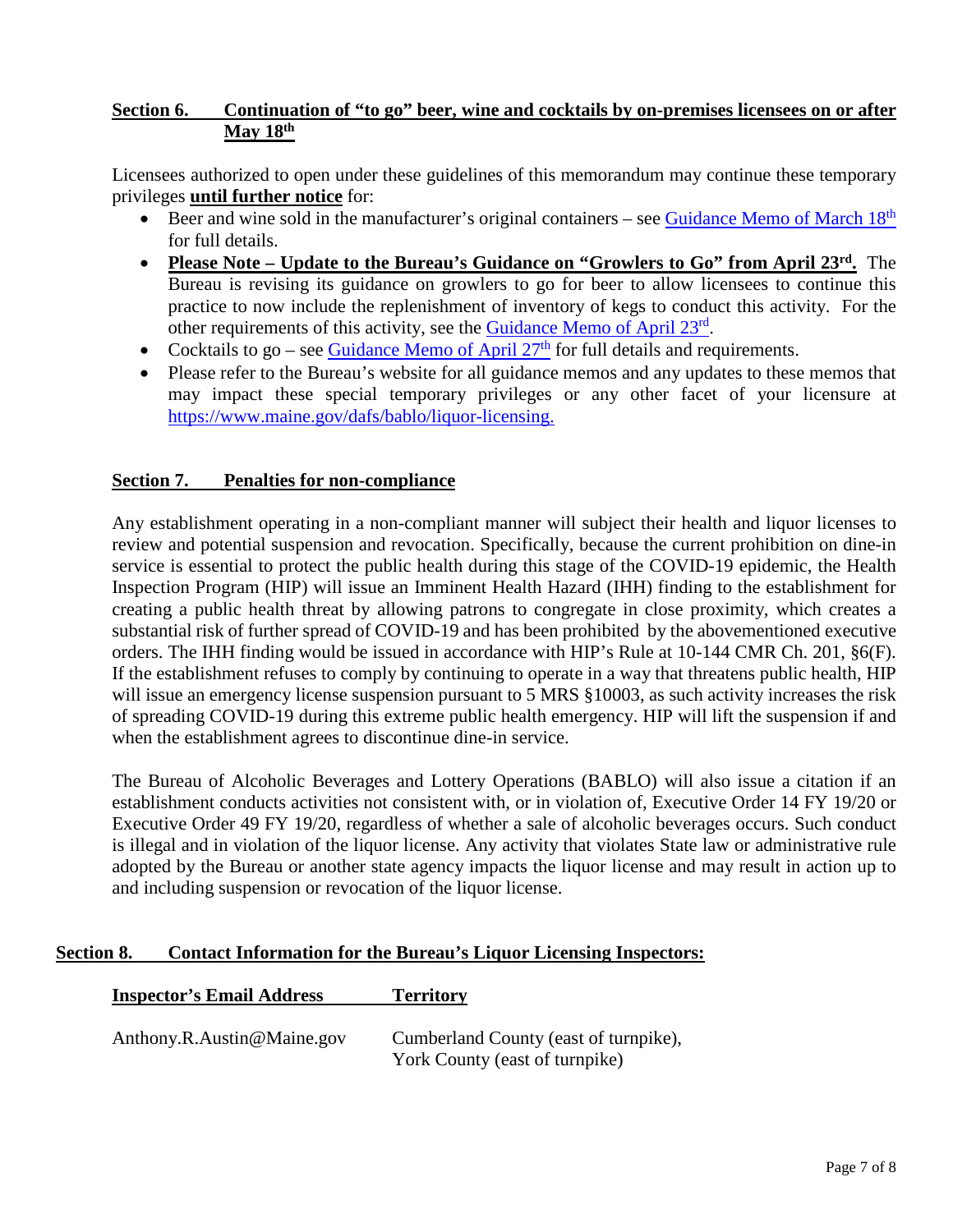## Section 6. Continuation of "to go" beer, wine and cocktails by on-premises licensees on or after May 18th

Licensees authorized to open under these guidelines of this memorandum may continue these temporary privileges **until further notice** for:

- Beer and wine sold in the manufacturer's original containers – see Guidance Memo of March 18th for full details.
- **Please Note – Update to the Bureau's Guidance on "Growlers to Go" from April 23rd.** The Bureau is revising its guidance on growlers to go for beer to allow licensees to continue this practice to now include the replenishment of inventory of kegs to conduct this activity. For the other requirements of this activity, see the Guidance Memo of April 23rd.
- Cocktails to go – see Guidance Memo of April 27th for full details and requirements.
- Please refer to the Bureau's website for all guidance memos and any updates to these memos that may impact these special temporary privileges or any other facet of your licensure at https://www.maine.gov/dafs/bablo/liquor-licensing.

## Section 7. Penalties for non-compliance

Any establishment operating in a non-compliant manner will subject their health and liquor licenses to review and potential suspension and revocation. Specifically, because the current prohibition on dine-in service is essential to protect the public health during this stage of the COVID-19 epidemic, the Health Inspection Program (HIP) will issue an Imminent Health Hazard (IHH) finding to the establishment for creating a public health threat by allowing patrons to congregate in close proximity, which creates a substantial risk of further spread of COVID-19 and has been prohibited by the abovementioned executive orders. The IHH finding would be issued in accordance with HIP's Rule at 10-144 CMR Ch. 201, §6(F). If the establishment refuses to comply by continuing to operate in a way that threatens public health, HIP will issue an emergency license suspension pursuant to 5 MRS §10003, as such activity increases the risk of spreading COVID-19 during this extreme public health emergency. HIP will lift the suspension if and when the establishment agrees to discontinue dine-in service.

The Bureau of Alcoholic Beverages and Lottery Operations (BABLO) will also issue a citation if an establishment conducts activities not consistent with, or in violation of, Executive Order 14 FY 19/20 or Executive Order 49 FY 19/20, regardless of whether a sale of alcoholic beverages occurs. Such conduct is illegal and in violation of the liquor license. Any activity that violates State law or administrative rule adopted by the Bureau or another state agency impacts the liquor license and may result in action up to and including suspension or revocation of the liquor license.

## Section 8. Contact Information for the Bureau's Liquor Licensing Inspectors:

| Inspector's Email Address | Territory |
|---|---|
| Anthony.R.Austin@Maine.gov | Cumberland County (east of turnpike), York County (east of turnpike) |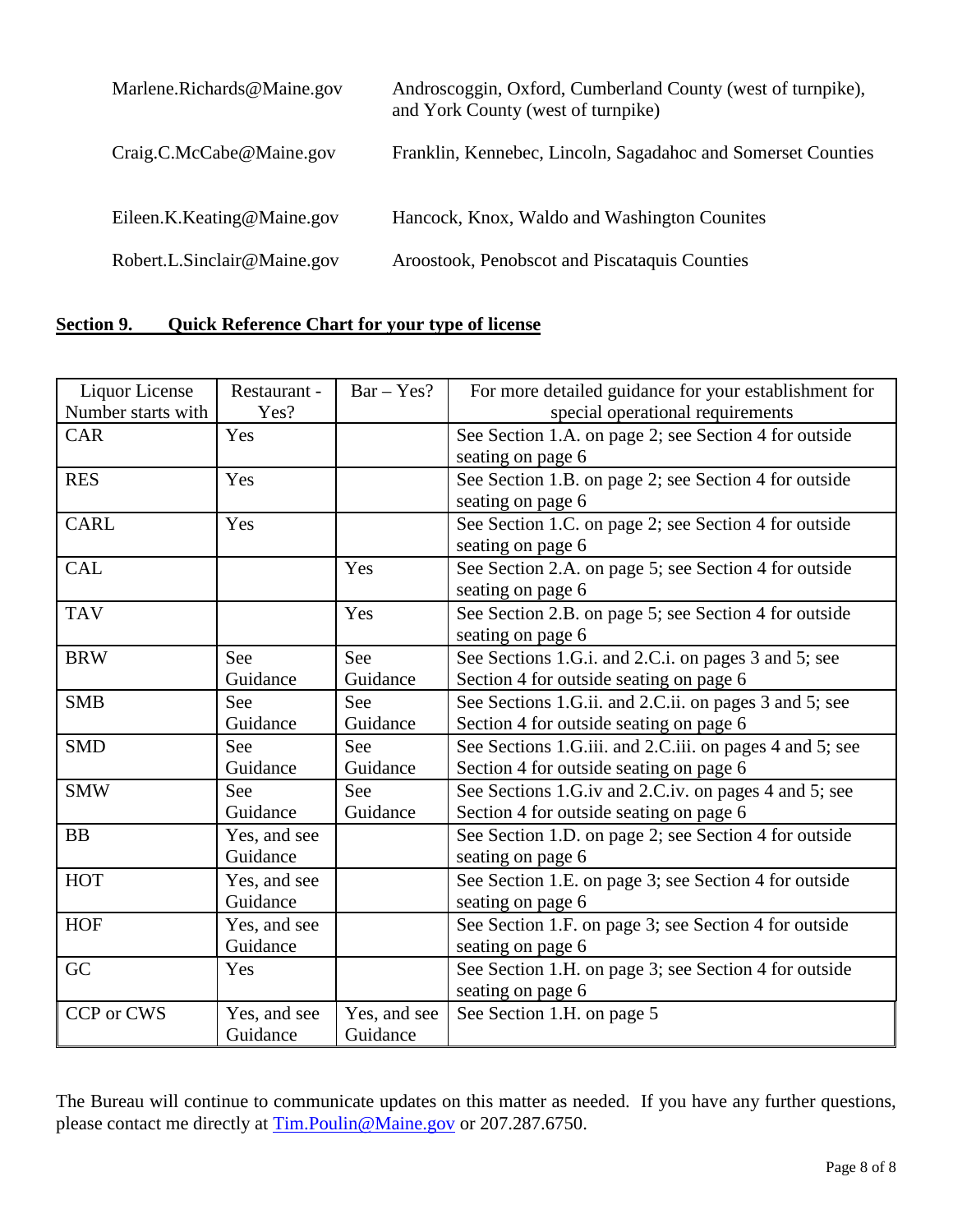| | |
|---|---|
| Marlene.Richards@Maine.gov | Androscoggin, Oxford, Cumberland County (west of turnpike), and York County (west of turnpike) |
| Craig.C.McCabe@Maine.gov | Franklin, Kennebec, Lincoln, Sagadahoc and Somerset Counties |
| Eileen.K.Keating@Maine.gov | Hancock, Knox, Waldo and Washington Counites |
| Robert.L.Sinclair@Maine.gov | Aroostook, Penobscot and Piscataquis Counties |

## Section 9. Quick Reference Chart for your type of license

| Liquor License Number starts with | Restaurant - Yes? | Bar – Yes? | For more detailed guidance for your establishment for special operational requirements |
|---|---|---|---|
| CAR | Yes | | See Section 1.A. on page 2; see Section 4 for outside seating on page 6 |
| RES | Yes | | See Section 1.B. on page 2; see Section 4 for outside seating on page 6 |
| CARL | Yes | | See Section 1.C. on page 2; see Section 4 for outside seating on page 6 |
| CAL | | Yes | See Section 2.A. on page 5; see Section 4 for outside seating on page 6 |
| TAV | | Yes | See Section 2.B. on page 5; see Section 4 for outside seating on page 6 |
| BRW | See Guidance | See Guidance | See Sections 1.G.i. and 2.C.i. on pages 3 and 5; see Section 4 for outside seating on page 6 |
| SMB | See Guidance | See Guidance | See Sections 1.G.ii. and 2.C.ii. on pages 3 and 5; see Section 4 for outside seating on page 6 |
| SMD | See Guidance | See Guidance | See Sections 1.G.iii. and 2.C.iii. on pages 4 and 5; see Section 4 for outside seating on page 6 |
| SMW | See Guidance | See Guidance | See Sections 1.G.iv and 2.C.iv. on pages 4 and 5; see Section 4 for outside seating on page 6 |
| BB | Yes, and see Guidance | | See Section 1.D. on page 2; see Section 4 for outside seating on page 6 |
| HOT | Yes, and see Guidance | | See Section 1.E. on page 3; see Section 4 for outside seating on page 6 |
| HOF | Yes, and see Guidance | | See Section 1.F. on page 3; see Section 4 for outside seating on page 6 |
| GC | Yes | | See Section 1.H. on page 3; see Section 4 for outside seating on page 6 |
| CCP or CWS | Yes, and see Guidance | Yes, and see Guidance | See Section 1.H. on page 5 |

The Bureau will continue to communicate updates on this matter as needed. If you have any further questions, please contact me directly at Tim.Poulin@Maine.gov or 207.287.6750.